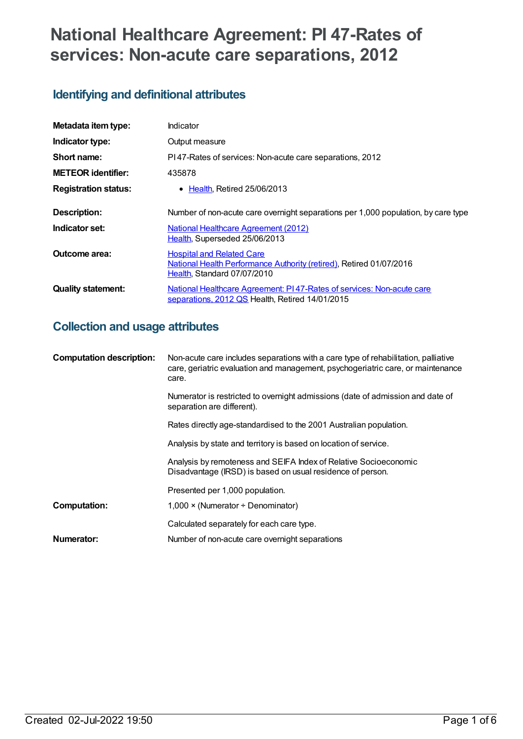# National Healthcare Agreement: PI 47-Rates of services: Non-acute care separations, 2012

## Identifying and definitional attributes

| | |
|---|---|
| **Metadata item type:** | Indicator |
| **Indicator type:** | Output measure |
| **Short name:** | PI 47-Rates of services: Non-acute care separations, 2012 |
| **METEOR identifier:** | 435878 |
| **Registration status:** | • Health, Retired 25/06/2013 |
| **Description:** | Number of non-acute care overnight separations per 1,000 population, by care type |
| **Indicator set:** | National Healthcare Agreement (2012)<br>Health, Superseded 25/06/2013 |
| **Outcome area:** | Hospital and Related Care<br>National Health Performance Authority (retired), Retired 01/07/2016<br>Health, Standard 07/07/2010 |
| **Quality statement:** | National Healthcare Agreement: PI 47-Rates of services: Non-acute care separations, 2012 QS Health, Retired 14/01/2015 |

## Collection and usage attributes

| | |
|---|---|
| **Computation description:** | Non-acute care includes separations with a care type of rehabilitation, palliative care, geriatric evaluation and management, psychogeriatric care, or maintenance care.<br><br>Numerator is restricted to overnight admissions (date of admission and date of separation are different).<br><br>Rates directly age-standardised to the 2001 Australian population.<br><br>Analysis by state and territory is based on location of service.<br><br>Analysis by remoteness and SEIFA Index of Relative Socioeconomic Disadvantage (IRSD) is based on usual residence of person.<br><br>Presented per 1,000 population. |
| **Computation:** | 1,000 × (Numerator ÷ Denominator)<br><br>Calculated separately for each care type. |
| **Numerator:** | Number of non-acute care overnight separations |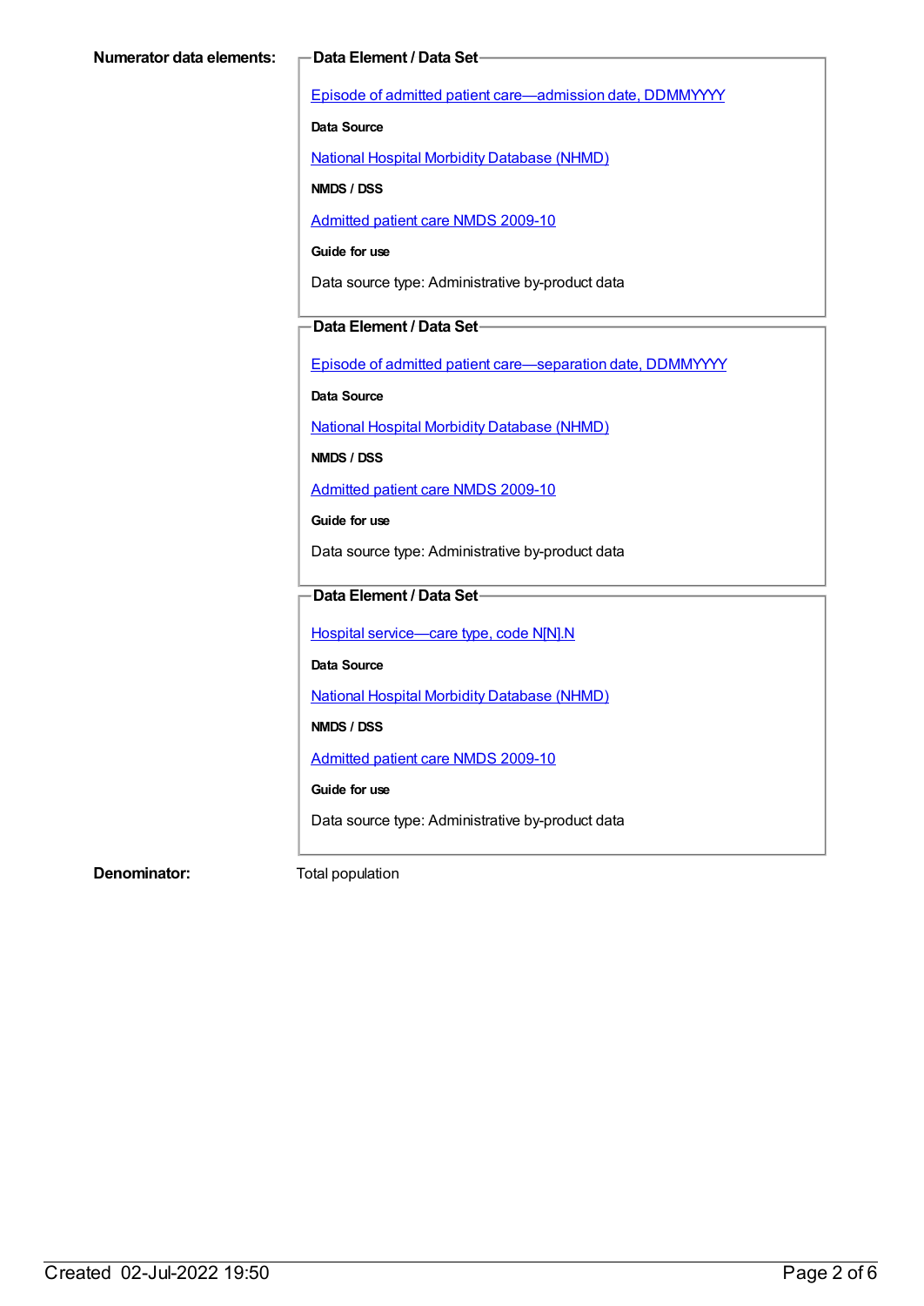**Numerator data elements:**

**Data Element / Data Set**

Episode of admitted patient care—admission date, DDMMYYYY

**Data Source**

National Hospital Morbidity Database (NHMD)

**NMDS / DSS**

Admitted patient care NMDS 2009-10

**Guide for use**

Data source type: Administrative by-product data

**Data Element / Data Set**

Episode of admitted patient care—separation date, DDMMYYYY

**Data Source**

National Hospital Morbidity Database (NHMD)

**NMDS / DSS**

Admitted patient care NMDS 2009-10

**Guide for use**

Data source type: Administrative by-product data

**Data Element / Data Set**

Hospital service—care type, code N[N].N

**Data Source**

National Hospital Morbidity Database (NHMD)

**NMDS / DSS**

Admitted patient care NMDS 2009-10

**Guide for use**

Data source type: Administrative by-product data

**Denominator:** Total population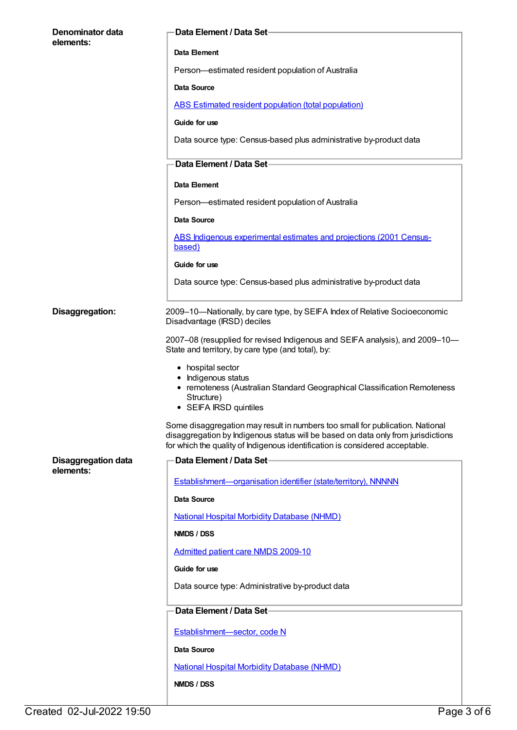**Denominator data elements:**

**Data Element / Data Set**

**Data Element**

Person—estimated resident population of Australia

**Data Source**

ABS Estimated resident population (total population)

**Guide for use**

Data source type: Census-based plus administrative by-product data

**Data Element / Data Set**

**Data Element**

Person—estimated resident population of Australia

**Data Source**

ABS Indigenous experimental estimates and projections (2001 Census-based)

**Guide for use**

Data source type: Census-based plus administrative by-product data

**Disaggregation:**

2009–10—Nationally, by care type, by SEIFA Index of Relative Socioeconomic Disadvantage (IRSD) deciles

2007–08 (resupplied for revised Indigenous and SEIFA analysis), and 2009–10—State and territory, by care type (and total), by:

- hospital sector
- Indigenous status
- remoteness (Australian Standard Geographical Classification Remoteness Structure)
- SEIFA IRSD quintiles

Some disaggregation may result in numbers too small for publication. National disaggregation by Indigenous status will be based on data only from jurisdictions for which the quality of Indigenous identification is considered acceptable.

**Disaggregation data elements:**

**Data Element / Data Set**

Establishment—organisation identifier (state/territory), NNNNN

**Data Source**

National Hospital Morbidity Database (NHMD)

**NMDS / DSS**

Admitted patient care NMDS 2009-10

**Guide for use**

Data source type: Administrative by-product data

**Data Element / Data Set**

Establishment—sector, code N

**Data Source**

National Hospital Morbidity Database (NHMD)

**NMDS / DSS**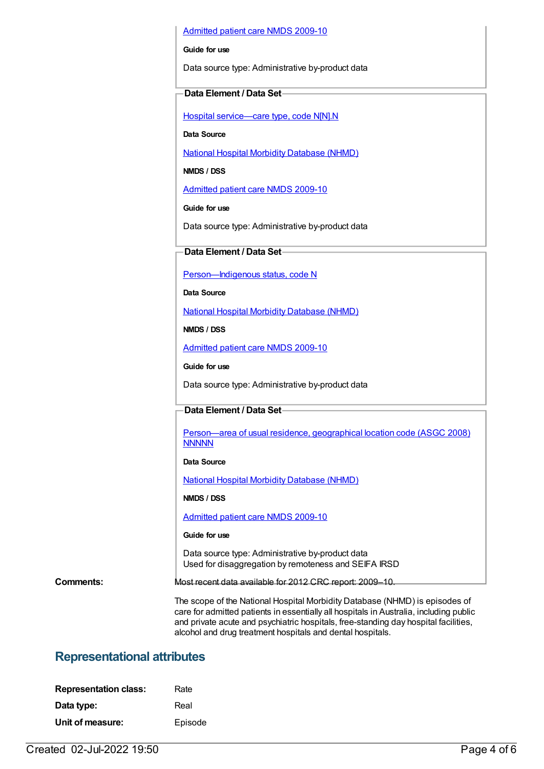[Admitted patient care NMDS 2009-10](#)

**Guide for use**

Data source type: Administrative by-product data

**Data Element / Data Set**

[Hospital service—care type, code N[N].N](#)

**Data Source**

[National Hospital Morbidity Database (NHMD)](#)

**NMDS / DSS**

[Admitted patient care NMDS 2009-10](#)

**Guide for use**

Data source type: Administrative by-product data

**Data Element / Data Set**

[Person—Indigenous status, code N](#)

**Data Source**

[National Hospital Morbidity Database (NHMD)](#)

**NMDS / DSS**

[Admitted patient care NMDS 2009-10](#)

**Guide for use**

Data source type: Administrative by-product data

**Data Element / Data Set**

[Person—area of usual residence, geographical location code (ASGC 2008) NNNNN](#)

**Data Source**

[National Hospital Morbidity Database (NHMD)](#)

**NMDS / DSS**

[Admitted patient care NMDS 2009-10](#)

**Guide for use**

Data source type: Administrative by-product data
Used for disaggregation by remoteness and SEIFA IRSD

**Comments:** Most recent data available for 2012 CRC report: 2009–10.

The scope of the National Hospital Morbidity Database (NHMD) is episodes of care for admitted patients in essentially all hospitals in Australia, including public and private acute and psychiatric hospitals, free-standing day hospital facilities, alcohol and drug treatment hospitals and dental hospitals.

## Representational attributes

**Representation class:** Rate

**Data type:** Real

**Unit of measure:** Episode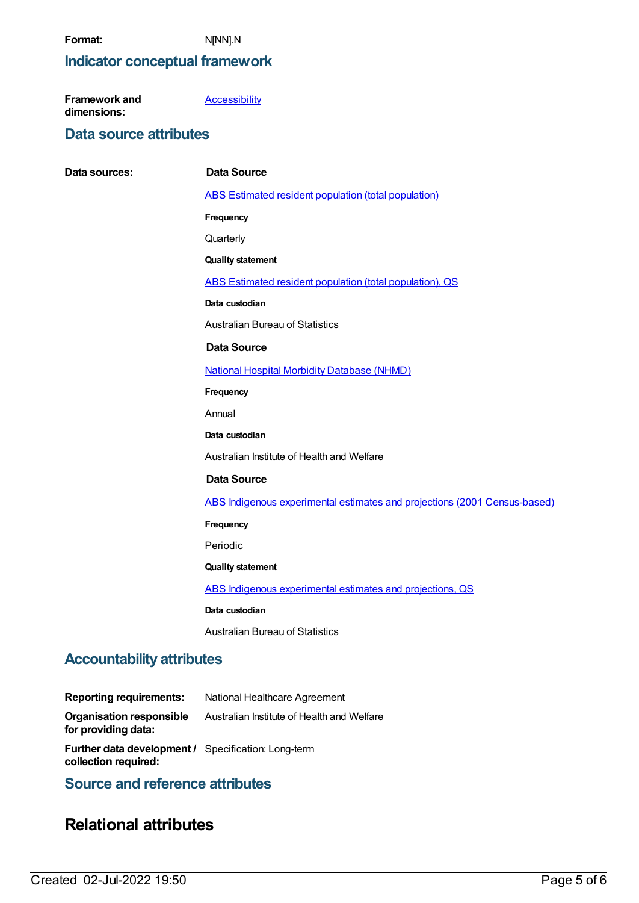**Format:** N[NN].N

## Indicator conceptual framework

**Framework and dimensions:** Accessibility

## Data source attributes

**Data sources:**

**Data Source**

ABS Estimated resident population (total population)

**Frequency**

Quarterly

**Quality statement**

ABS Estimated resident population (total population), QS

**Data custodian**

Australian Bureau of Statistics

**Data Source**

National Hospital Morbidity Database (NHMD)

**Frequency**

Annual

**Data custodian**

Australian Institute of Health and Welfare

**Data Source**

ABS Indigenous experimental estimates and projections (2001 Census-based)

**Frequency**

Periodic

**Quality statement**

ABS Indigenous experimental estimates and projections, QS

**Data custodian**

Australian Bureau of Statistics

## Accountability attributes

**Reporting requirements:** National Healthcare Agreement

**Organisation responsible for providing data:** Australian Institute of Health and Welfare

**Further data development / collection required:** Specification: Long-term

## Source and reference attributes

# Relational attributes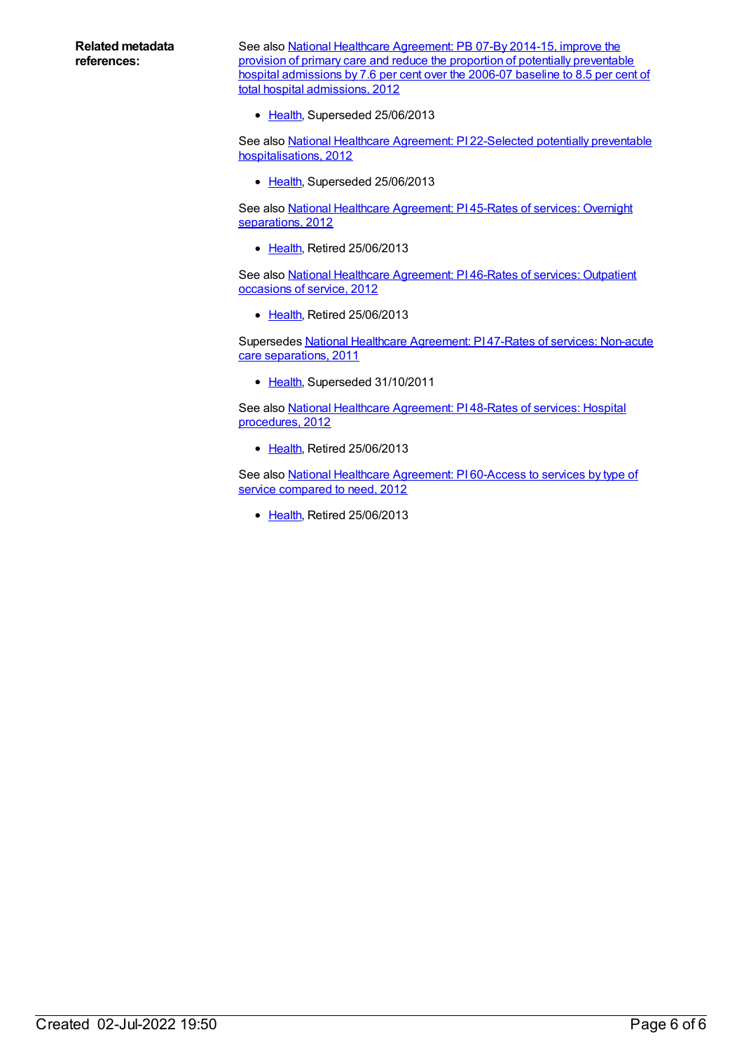**Related metadata references:**

See also National Healthcare Agreement: PB 07-By 2014-15, improve the provision of primary care and reduce the proportion of potentially preventable hospital admissions by 7.6 per cent over the 2006-07 baseline to 8.5 per cent of total hospital admissions, 2012

- Health, Superseded 25/06/2013

See also National Healthcare Agreement: PI 22-Selected potentially preventable hospitalisations, 2012

- Health, Superseded 25/06/2013

See also National Healthcare Agreement: PI 45-Rates of services: Overnight separations, 2012

- Health, Retired 25/06/2013

See also National Healthcare Agreement: PI 46-Rates of services: Outpatient occasions of service, 2012

- Health, Retired 25/06/2013

Supersedes National Healthcare Agreement: PI 47-Rates of services: Non-acute care separations, 2011

- Health, Superseded 31/10/2011

See also National Healthcare Agreement: PI 48-Rates of services: Hospital procedures, 2012

- Health, Retired 25/06/2013

See also National Healthcare Agreement: PI 60-Access to services by type of service compared to need, 2012

- Health, Retired 25/06/2013